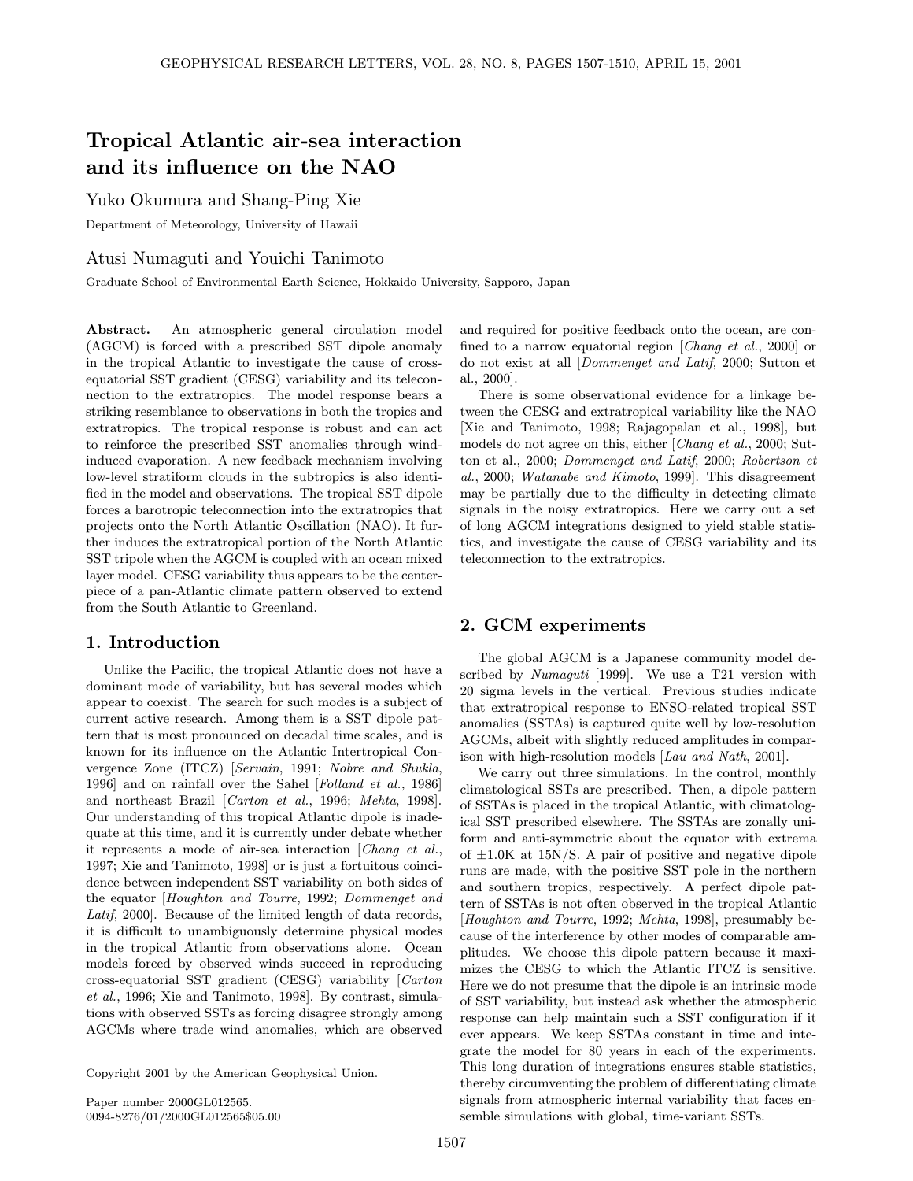// Tropical Atlantic air-sea interaction and its influence on the NAO

Yuko Okumura and Shang-Ping Xie

Department of Meteorology, University of Hawaii

Atusi Numaguti and Youichi Tanimoto

Graduate School of Environmental Earth Science, Hokkaido University, Sapporo, Japan

**Abstract.** An atmospheric general circulation model (AGCM) is forced with a prescribed SST dipole anomaly in the tropical Atlantic to investigate the cause of cross-equatorial SST gradient (CESG) variability and its teleconnection to the extratropics. The model response bears a striking resemblance to observations in both the tropics and extratropics. The tropical response is robust and can act to reinforce the prescribed SST anomalies through wind-induced evaporation. A new feedback mechanism involving low-level stratiform clouds in the subtropics is also identified in the model and observations. The tropical SST dipole forces a barotropic teleconnection into the extratropics that projects onto the North Atlantic Oscillation (NAO). It further induces the extratropical portion of the North Atlantic SST tripole when the AGCM is coupled with an ocean mixed layer model. CESG variability thus appears to be the centerpiece of a pan-Atlantic climate pattern observed to extend from the South Atlantic to Greenland.

## 1. Introduction

Unlike the Pacific, the tropical Atlantic does not have a dominant mode of variability, but has several modes which appear to coexist. The search for such modes is a subject of current active research. Among them is a SST dipole pattern that is most pronounced on decadal time scales, and is known for its influence on the Atlantic Intertropical Convergence Zone (ITCZ) [*Servain*, 1991; *Nobre and Shukla*, 1996] and on rainfall over the Sahel [*Folland et al.*, 1986] and northeast Brazil [*Carton et al.*, 1996; *Mehta*, 1998]. Our understanding of this tropical Atlantic dipole is inadequate at this time, and it is currently under debate whether it represents a mode of air-sea interaction [*Chang et al.*, 1997; Xie and Tanimoto, 1998] or is just a fortuitous coincidence between independent SST variability on both sides of the equator [*Houghton and Tourre*, 1992; *Dommenget and Latif*, 2000]. Because of the limited length of data records, it is difficult to unambiguously determine physical modes in the tropical Atlantic from observations alone. Ocean models forced by observed winds succeed in reproducing cross-equatorial SST gradient (CESG) variability [*Carton et al.*, 1996; Xie and Tanimoto, 1998]. By contrast, simulations with observed SSTs as forcing disagree strongly among AGCMs where trade wind anomalies, which are observed and required for positive feedback onto the ocean, are confined to a narrow equatorial region [*Chang et al.*, 2000] or do not exist at all [*Dommenget and Latif*, 2000; Sutton et al., 2000].

There is some observational evidence for a linkage between the CESG and extratropical variability like the NAO [Xie and Tanimoto, 1998; Rajagopalan et al., 1998], but models do not agree on this, either [*Chang et al.*, 2000; Sutton et al., 2000; *Dommenget and Latif*, 2000; *Robertson et al.*, 2000; *Watanabe and Kimoto*, 1999]. This disagreement may be partially due to the difficulty in detecting climate signals in the noisy extratropics. Here we carry out a set of long AGCM integrations designed to yield stable statistics, and investigate the cause of CESG variability and its teleconnection to the extratropics.

## 2. GCM experiments

The global AGCM is a Japanese community model described by *Numaguti* [1999]. We use a T21 version with 20 sigma levels in the vertical. Previous studies indicate that extratropical response to ENSO-related tropical SST anomalies (SSTAs) is captured quite well by low-resolution AGCMs, albeit with slightly reduced amplitudes in comparison with high-resolution models [*Lau and Nath*, 2001].

We carry out three simulations. In the control, monthly climatological SSTs are prescribed. Then, a dipole pattern of SSTAs is placed in the tropical Atlantic, with climatological SST prescribed elsewhere. The SSTAs are zonally uniform and anti-symmetric about the equator with extrema of $\pm 1.0$K at 15N/S. A pair of positive and negative dipole runs are made, with the positive SST pole in the northern and southern tropics, respectively. A perfect dipole pattern of SSTAs is not often observed in the tropical Atlantic [*Houghton and Tourre*, 1992; *Mehta*, 1998], presumably because of the interference by other modes of comparable amplitudes. We choose this dipole pattern because it maximizes the CESG to which the Atlantic ITCZ is sensitive. Here we do not presume that the dipole is an intrinsic mode of SST variability, but instead ask whether the atmospheric response can help maintain such a SST configuration if it ever appears. We keep SSTAs constant in time and integrate the model for 80 years in each of the experiments. This long duration of integrations ensures stable statistics, thereby circumventing the problem of differentiating climate signals from atmospheric internal variability that faces ensemble simulations with global, time-variant SSTs.

Copyright 2001 by the American Geophysical Union.

Paper number 2000GL012565.
0094-8276/01/2000GL012565$05.00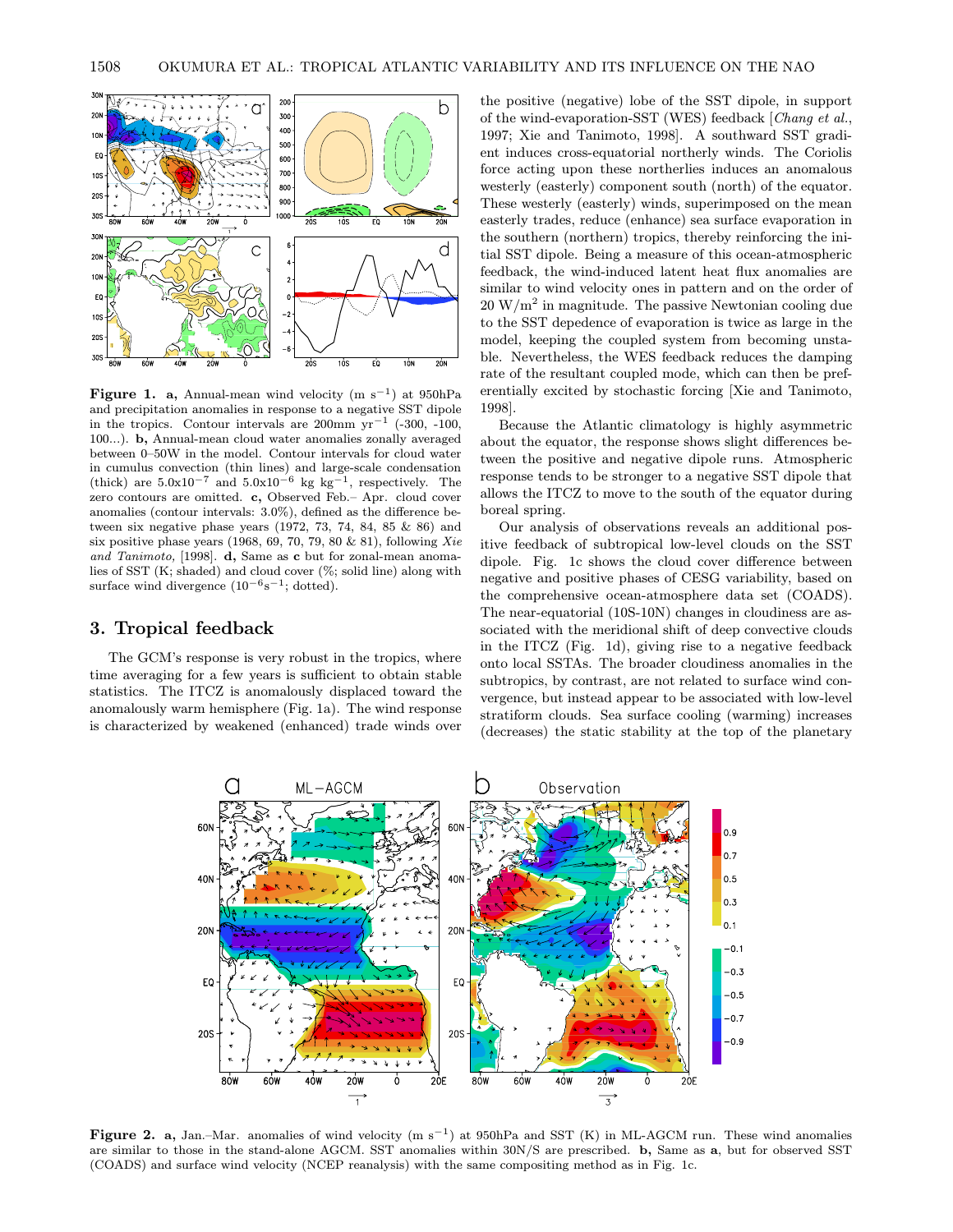**Figure 1.** **a,** Annual-mean wind velocity (m s$^{-1}$) at 950hPa and precipitation anomalies in response to a negative SST dipole in the tropics. Contour intervals are 200mm yr$^{-1}$ (-300, -100, 100...). **b,** Annual-mean cloud water anomalies zonally averaged between 0–50W in the model. Contour intervals for cloud water in cumulus convection (thin lines) and large-scale condensation (thick) are 5.0x10$^{-7}$ and 5.0x10$^{-6}$ kg kg$^{-1}$, respectively. The zero contours are omitted. **c,** Observed Feb.– Apr. cloud cover anomalies (contour intervals: 3.0%), defined as the difference between six negative phase years (1972, 73, 74, 84, 85 & 86) and six positive phase years (1968, 69, 70, 79, 80 & 81), following *Xie and Tanimoto*, [1998]. **d,** Same as **c** but for zonal-mean anomalies of SST (K; shaded) and cloud cover (%; solid line) along with surface wind divergence (10$^{-6}$s$^{-1}$; dotted).

## 3. Tropical feedback

The GCM's response is very robust in the tropics, where time averaging for a few years is sufficient to obtain stable statistics. The ITCZ is anomalously displaced toward the anomalously warm hemisphere (Fig. 1a). The wind response is characterized by weakened (enhanced) trade winds over the positive (negative) lobe of the SST dipole, in support of the wind-evaporation-SST (WES) feedback [*Chang et al.*, 1997; Xie and Tanimoto, 1998]. A southward SST gradient induces cross-equatorial northerly winds. The Coriolis force acting upon these northerlies induces an anomalous westerly (easterly) component south (north) of the equator. These westerly (easterly) winds, superimposed on the mean easterly trades, reduce (enhance) sea surface evaporation in the southern (northern) tropics, thereby reinforcing the initial SST dipole. Being a measure of this ocean-atmospheric feedback, the wind-induced latent heat flux anomalies are similar to wind velocity ones in pattern and on the order of 20 W/m$^2$ in magnitude. The passive Newtonian cooling due to the SST depedence of evaporation is twice as large in the model, keeping the coupled system from becoming unstable. Nevertheless, the WES feedback reduces the damping rate of the resultant coupled mode, which can then be preferentially excited by stochastic forcing [Xie and Tanimoto, 1998].

Because the Atlantic climatology is highly asymmetric about the equator, the response shows slight differences between the positive and negative dipole runs. Atmospheric response tends to be stronger to a negative SST dipole that allows the ITCZ to move to the south of the equator during boreal spring.

Our analysis of observations reveals an additional positive feedback of subtropical low-level clouds on the SST dipole. Fig. 1c shows the cloud cover difference between negative and positive phases of CESG variability, based on the comprehensive ocean-atmosphere data set (COADS). The near-equatorial (10S-10N) changes in cloudiness are associated with the meridional shift of deep convective clouds in the ITCZ (Fig. 1d), giving rise to a negative feedback onto local SSTAs. The broader cloudiness anomalies in the subtropics, by contrast, are not related to surface wind convergence, but instead appear to be associated with low-level stratiform clouds. Sea surface cooling (warming) increases (decreases) the static stability at the top of the planetary

**Figure 2.** **a,** Jan.–Mar. anomalies of wind velocity (m s$^{-1}$) at 950hPa and SST (K) in ML-AGCM run. These wind anomalies are similar to those in the stand-alone AGCM. SST anomalies within 30N/S are prescribed. **b,** Same as **a**, but for observed SST (COADS) and surface wind velocity (NCEP reanalysis) with the same compositing method as in Fig. 1c.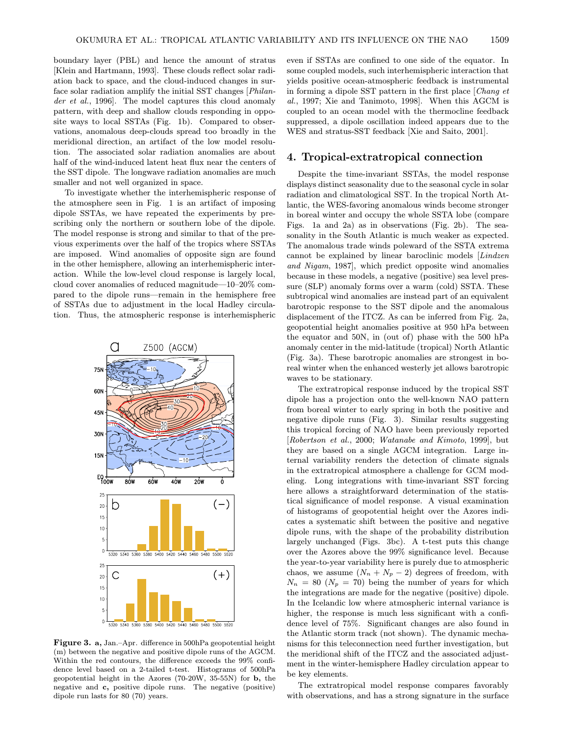boundary layer (PBL) and hence the amount of stratus [Klein and Hartmann, 1993]. These clouds reflect solar radiation back to space, and the cloud-induced changes in surface solar radiation amplify the initial SST changes [*Philander et al.*, 1996]. The model captures this cloud anomaly pattern, with deep and shallow clouds responding in opposite ways to local SSTAs (Fig. 1b). Compared to observations, anomalous deep-clouds spread too broadly in the meridional direction, an artifact of the low model resolution. The associated solar radiation anomalies are about half of the wind-induced latent heat flux near the centers of the SST dipole. The longwave radiation anomalies are much smaller and not well organized in space.

To investigate whether the interhemispheric response of the atmosphere seen in Fig. 1 is an artifact of imposing dipole SSTAs, we have repeated the experiments by prescribing only the northern or southern lobe of the dipole. The model response is strong and similar to that of the previous experiments over the half of the tropics where SSTAs are imposed. Wind anomalies of opposite sign are found in the other hemisphere, allowing an interhemispheric interaction. While the low-level cloud response is largely local, cloud cover anomalies of reduced magnitude—10–20% compared to the dipole runs—remain in the hemisphere free of SSTAs due to adjustment in the local Hadley circulation. Thus, the atmospheric response is interhemispheric even if SSTAs are confined to one side of the equator. In some coupled models, such interhemispheric interaction that yields positive ocean-atmospheric feedback is instrumental in forming a dipole SST pattern in the first place [*Chang et al.*, 1997; Xie and Tanimoto, 1998]. When this AGCM is coupled to an ocean model with the thermocline feedback suppressed, a dipole oscillation indeed appears due to the WES and stratus-SST feedback [Xie and Saito, 2001].

**Figure 3. a,** Jan.–Apr. difference in 500hPa geopotential height (m) between the negative and positive dipole runs of the AGCM. Within the red contours, the difference exceeds the 99% confidence level based on a 2-tailed t-test. Histograms of 500hPa geopotential height in the Azores (70-20W, 35-55N) for **b,** the negative and **c,** positive dipole runs. The negative (positive) dipole run lasts for 80 (70) years.

## 4. Tropical-extratropical connection

Despite the time-invariant SSTAs, the model response displays distinct seasonality due to the seasonal cycle in solar radiation and climatological SST. In the tropical North Atlantic, the WES-favoring anomalous winds become stronger in boreal winter and occupy the whole SSTA lobe (compare Figs. 1a and 2a) as in observations (Fig. 2b). The seasonality in the South Atlantic is much weaker as expected. The anomalous trade winds poleward of the SSTA extrema cannot be explained by linear baroclinic models [*Lindzen and Nigam*, 1987], which predict opposite wind anomalies because in these models, a negative (positive) sea level pressure (SLP) anomaly forms over a warm (cold) SSTA. These subtropical wind anomalies are instead part of an equivalent barotropic response to the SST dipole and the anomalous displacement of the ITCZ. As can be inferred from Fig. 2a, geopotential height anomalies positive at 950 hPa between the equator and 50N, in (out of) phase with the 500 hPa anomaly center in the mid-latitude (tropical) North Atlantic (Fig. 3a). These barotropic anomalies are strongest in boreal winter when the enhanced westerly jet allows barotropic waves to be stationary.

The extratropical response induced by the tropical SST dipole has a projection onto the well-known NAO pattern from boreal winter to early spring in both the positive and negative dipole runs (Fig. 3). Similar results suggesting this tropical forcing of NAO have been previously reported [*Robertson et al.*, 2000; *Watanabe and Kimoto*, 1999], but they are based on a single AGCM integration. Large internal variability renders the detection of climate signals in the extratropical atmosphere a challenge for GCM modeling. Long integrations with time-invariant SST forcing here allows a straightforward determination of the statistical significance of model response. A visual examination of histograms of geopotential height over the Azores indicates a systematic shift between the positive and negative dipole runs, with the shape of the probability distribution largely unchanged (Figs. 3bc). A t-test puts this change over the Azores above the 99% significance level. Because the year-to-year variability here is purely due to atmospheric chaos, we assume $(N_n + N_p - 2)$ degrees of freedom, with $N_n = 80$ ($N_p = 70$) being the number of years for which the integrations are made for the negative (positive) dipole. In the Icelandic low where atmospheric internal variance is higher, the response is much less significant with a confidence level of 75%. Significant changes are also found in the Atlantic storm track (not shown). The dynamic mechanisms for this teleconnection need further investigation, but the meridional shift of the ITCZ and the associated adjustment in the winter-hemisphere Hadley circulation appear to be key elements.

The extratropical model response compares favorably with observations, and has a strong signature in the surface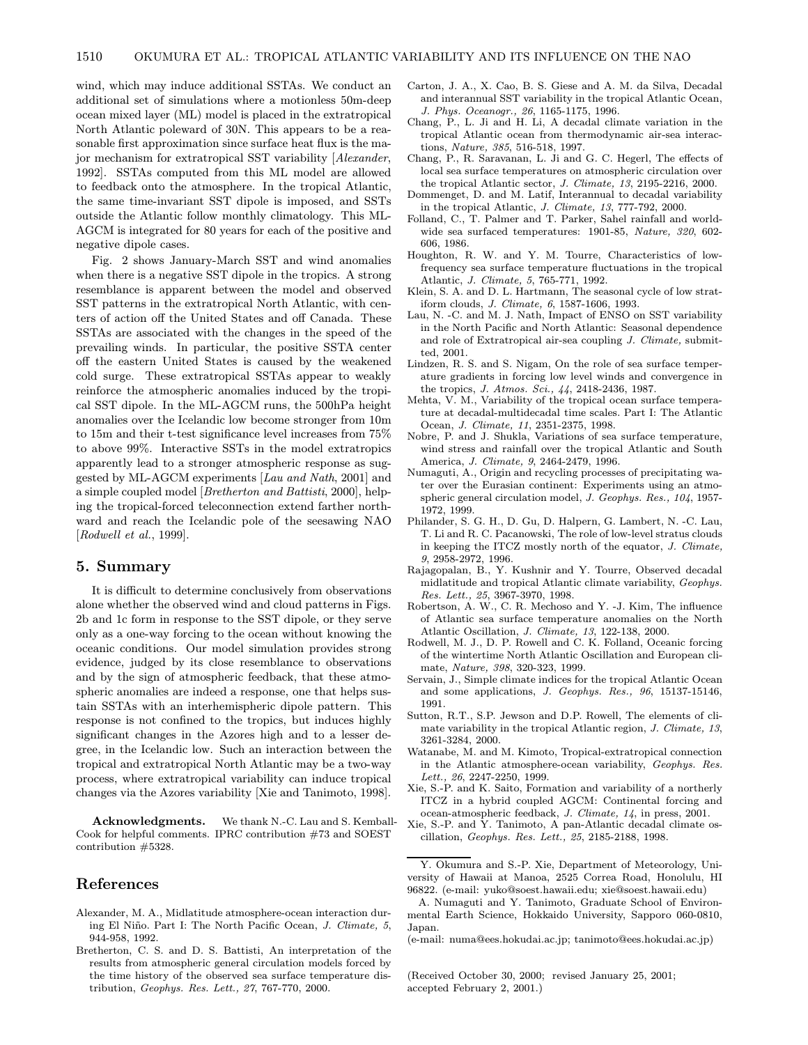wind, which may induce additional SSTAs. We conduct an additional set of simulations where a motionless 50m-deep ocean mixed layer (ML) model is placed in the extratropical North Atlantic poleward of 30N. This appears to be a reasonable first approximation since surface heat flux is the major mechanism for extratropical SST variability [*Alexander*, 1992]. SSTAs computed from this ML model are allowed to feedback onto the atmosphere. In the tropical Atlantic, the same time-invariant SST dipole is imposed, and SSTs outside the Atlantic follow monthly climatology. This ML-AGCM is integrated for 80 years for each of the positive and negative dipole cases.

Fig. 2 shows January-March SST and wind anomalies when there is a negative SST dipole in the tropics. A strong resemblance is apparent between the model and observed SST patterns in the extratropical North Atlantic, with centers of action off the United States and off Canada. These SSTAs are associated with the changes in the speed of the prevailing winds. In particular, the positive SSTA center off the eastern United States is caused by the weakened cold surge. These extratropical SSTAs appear to weakly reinforce the atmospheric anomalies induced by the tropical SST dipole. In the ML-AGCM runs, the 500hPa height anomalies over the Icelandic low become stronger from 10m to 15m and their t-test significance level increases from 75% to above 99%. Interactive SSTs in the model extratropics apparently lead to a stronger atmospheric response as suggested by ML-AGCM experiments [*Lau and Nath*, 2001] and a simple coupled model [*Bretherton and Battisti*, 2000], helping the tropical-forced teleconnection extend farther northward and reach the Icelandic pole of the seesawing NAO [*Rodwell et al.*, 1999].

## 5. Summary

It is difficult to determine conclusively from observations alone whether the observed wind and cloud patterns in Figs. 2b and 1c form in response to the SST dipole, or they serve only as a one-way forcing to the ocean without knowing the oceanic conditions. Our model simulation provides strong evidence, judged by its close resemblance to observations and by the sign of atmospheric feedback, that these atmospheric anomalies are indeed a response, one that helps sustain SSTAs with an interhemispheric dipole pattern. This response is not confined to the tropics, but induces highly significant changes in the Azores high and to a lesser degree, in the Icelandic low. Such an interaction between the tropical and extratropical North Atlantic may be a two-way process, where extratropical variability can induce tropical changes via the Azores variability [Xie and Tanimoto, 1998].

**Acknowledgments.** We thank N.-C. Lau and S. Kemball-Cook for helpful comments. IPRC contribution #73 and SOEST contribution #5328.

## References

Alexander, M. A., Midlatitude atmosphere-ocean interaction during El Niño. Part I: The North Pacific Ocean, *J. Climate, 5*, 944-958, 1992.

Bretherton, C. S. and D. S. Battisti, An interpretation of the results from atmospheric general circulation models forced by the time history of the observed sea surface temperature distribution, *Geophys. Res. Lett., 27*, 767-770, 2000.

Carton, J. A., X. Cao, B. S. Giese and A. M. da Silva, Decadal and interannual SST variability in the tropical Atlantic Ocean, *J. Phys. Oceanogr., 26*, 1165-1175, 1996.

Chang, P., L. Ji and H. Li, A decadal climate variation in the tropical Atlantic ocean from thermodynamic air-sea interactions, *Nature, 385*, 516-518, 1997.

Chang, P., R. Saravanan, L. Ji and G. C. Hegerl, The effects of local sea surface temperatures on atmospheric circulation over the tropical Atlantic sector, *J. Climate, 13*, 2195-2216, 2000.

Dommenget, D. and M. Latif, Interannual to decadal variability in the tropical Atlantic, *J. Climate, 13*, 777-792, 2000.

Folland, C., T. Palmer and T. Parker, Sahel rainfall and worldwide sea surfaced temperatures: 1901-85, *Nature, 320*, 602-606, 1986.

Houghton, R. W. and Y. M. Tourre, Characteristics of low-frequency sea surface temperature fluctuations in the tropical Atlantic, *J. Climate, 5*, 765-771, 1992.

Klein, S. A. and D. L. Hartmann, The seasonal cycle of low stratiform clouds, *J. Climate, 6*, 1587-1606, 1993.

Lau, N. -C. and M. J. Nath, Impact of ENSO on SST variability in the North Pacific and North Atlantic: Seasonal dependence and role of Extratropical air-sea coupling *J. Climate,* submitted, 2001.

Lindzen, R. S. and S. Nigam, On the role of sea surface temperature gradients in forcing low level winds and convergence in the tropics, *J. Atmos. Sci., 44*, 2418-2436, 1987.

Mehta, V. M., Variability of the tropical ocean surface temperature at decadal-multidecadal time scales. Part I: The Atlantic Ocean, *J. Climate, 11*, 2351-2375, 1998.

Nobre, P. and J. Shukla, Variations of sea surface temperature, wind stress and rainfall over the tropical Atlantic and South America, *J. Climate, 9*, 2464-2479, 1996.

Numaguti, A., Origin and recycling processes of precipitating water over the Eurasian continent: Experiments using an atmospheric general circulation model, *J. Geophys. Res., 104*, 1957-1972, 1999.

Philander, S. G. H., D. Gu, D. Halpern, G. Lambert, N. -C. Lau, T. Li and R. C. Pacanowski, The role of low-level stratus clouds in keeping the ITCZ mostly north of the equator, *J. Climate, 9*, 2958-2972, 1996.

Rajagopalan, B., Y. Kushnir and Y. Tourre, Observed decadal midlatitude and tropical Atlantic climate variability, *Geophys. Res. Lett., 25*, 3967-3970, 1998.

Robertson, A. W., C. R. Mechoso and Y. -J. Kim, The influence of Atlantic sea surface temperature anomalies on the North Atlantic Oscillation, *J. Climate, 13*, 122-138, 2000.

Rodwell, M. J., D. P. Rowell and C. K. Folland, Oceanic forcing of the wintertime North Atlantic Oscillation and European climate, *Nature, 398*, 320-323, 1999.

Servain, J., Simple climate indices for the tropical Atlantic Ocean and some applications, *J. Geophys. Res., 96*, 15137-15146, 1991.

Sutton, R.T., S.P. Jewson and D.P. Rowell, The elements of climate variability in the tropical Atlantic region, *J. Climate, 13*, 3261-3284, 2000.

Watanabe, M. and M. Kimoto, Tropical-extratropical connection in the Atlantic atmosphere-ocean variability, *Geophys. Res. Lett., 26*, 2247-2250, 1999.

Xie, S.-P. and K. Saito, Formation and variability of a northerly ITCZ in a hybrid coupled AGCM: Continental forcing and ocean-atmospheric feedback, *J. Climate, 14*, in press, 2001.

Xie, S.-P. and Y. Tanimoto, A pan-Atlantic decadal climate oscillation, *Geophys. Res. Lett., 25*, 2185-2188, 1998.

---

Y. Okumura and S.-P. Xie, Department of Meteorology, University of Hawaii at Manoa, 2525 Correa Road, Honolulu, HI 96822. (e-mail: yuko@soest.hawaii.edu; xie@soest.hawaii.edu)

A. Numaguti and Y. Tanimoto, Graduate School of Environmental Earth Science, Hokkaido University, Sapporo 060-0810, Japan.
(e-mail: numa@ees.hokudai.ac.jp; tanimoto@ees.hokudai.ac.jp)

(Received October 30, 2000; revised January 25, 2001; accepted February 2, 2001.)